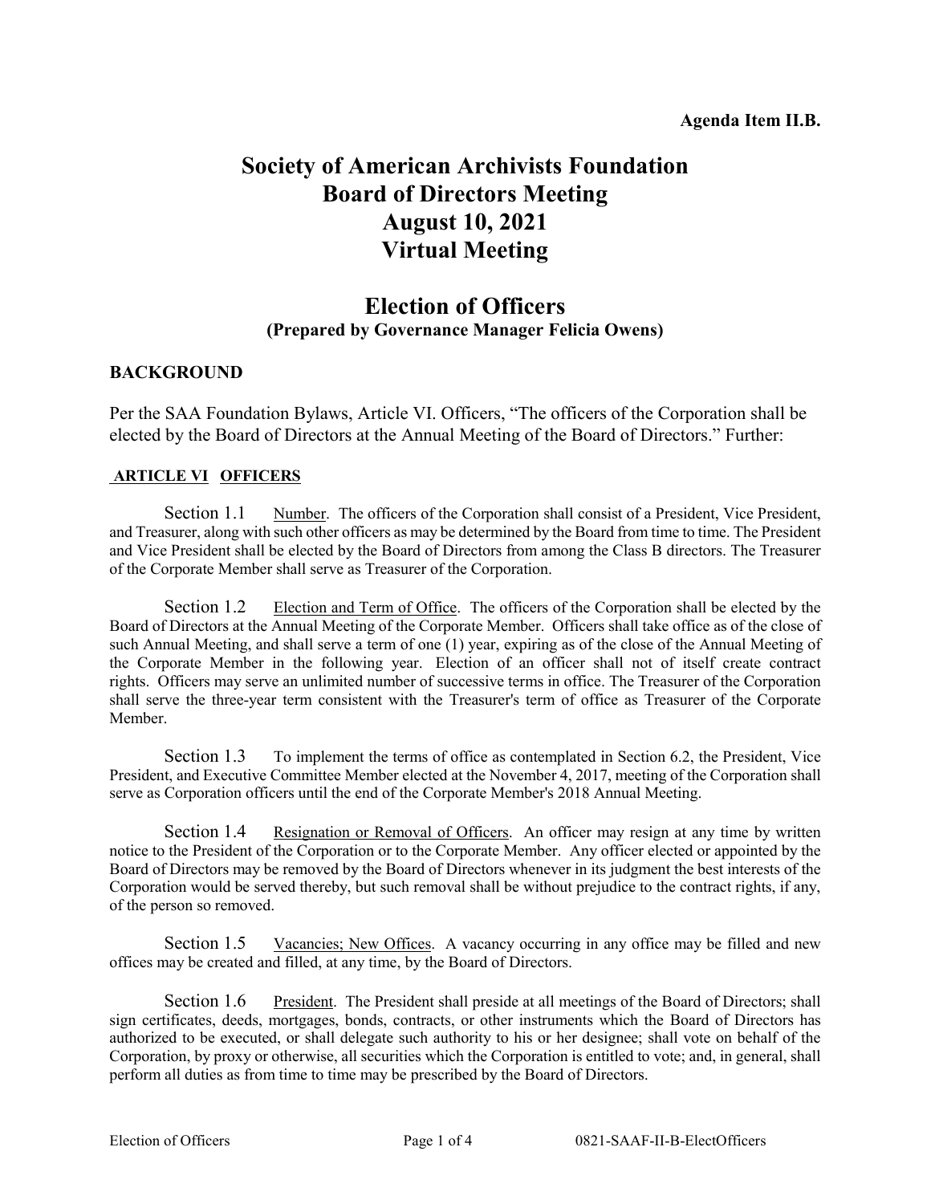**Agenda Item II.B.**

# Society of American Archivists Foundation Board of Directors Meeting August 10, 2021 Virtual Meeting

## Election of Officers

**(Prepared by Governance Manager Felicia Owens)**

### BACKGROUND

Per the SAA Foundation Bylaws, Article VI. Officers, "The officers of the Corporation shall be elected by the Board of Directors at the Annual Meeting of the Board of Directors." Further:

**ARTICLE VI OFFICERS**

Section 1.1 Number. The officers of the Corporation shall consist of a President, Vice President, and Treasurer, along with such other officers as may be determined by the Board from time to time. The President and Vice President shall be elected by the Board of Directors from among the Class B directors. The Treasurer of the Corporate Member shall serve as Treasurer of the Corporation.

Section 1.2 Election and Term of Office. The officers of the Corporation shall be elected by the Board of Directors at the Annual Meeting of the Corporate Member. Officers shall take office as of the close of such Annual Meeting, and shall serve a term of one (1) year, expiring as of the close of the Annual Meeting of the Corporate Member in the following year. Election of an officer shall not of itself create contract rights. Officers may serve an unlimited number of successive terms in office. The Treasurer of the Corporation shall serve the three-year term consistent with the Treasurer's term of office as Treasurer of the Corporate Member.

Section 1.3 To implement the terms of office as contemplated in Section 6.2, the President, Vice President, and Executive Committee Member elected at the November 4, 2017, meeting of the Corporation shall serve as Corporation officers until the end of the Corporate Member's 2018 Annual Meeting.

Section 1.4 Resignation or Removal of Officers. An officer may resign at any time by written notice to the President of the Corporation or to the Corporate Member. Any officer elected or appointed by the Board of Directors may be removed by the Board of Directors whenever in its judgment the best interests of the Corporation would be served thereby, but such removal shall be without prejudice to the contract rights, if any, of the person so removed.

Section 1.5 Vacancies; New Offices. A vacancy occurring in any office may be filled and new offices may be created and filled, at any time, by the Board of Directors.

Section 1.6 President. The President shall preside at all meetings of the Board of Directors; shall sign certificates, deeds, mortgages, bonds, contracts, or other instruments which the Board of Directors has authorized to be executed, or shall delegate such authority to his or her designee; shall vote on behalf of the Corporation, by proxy or otherwise, all securities which the Corporation is entitled to vote; and, in general, shall perform all duties as from time to time may be prescribed by the Board of Directors.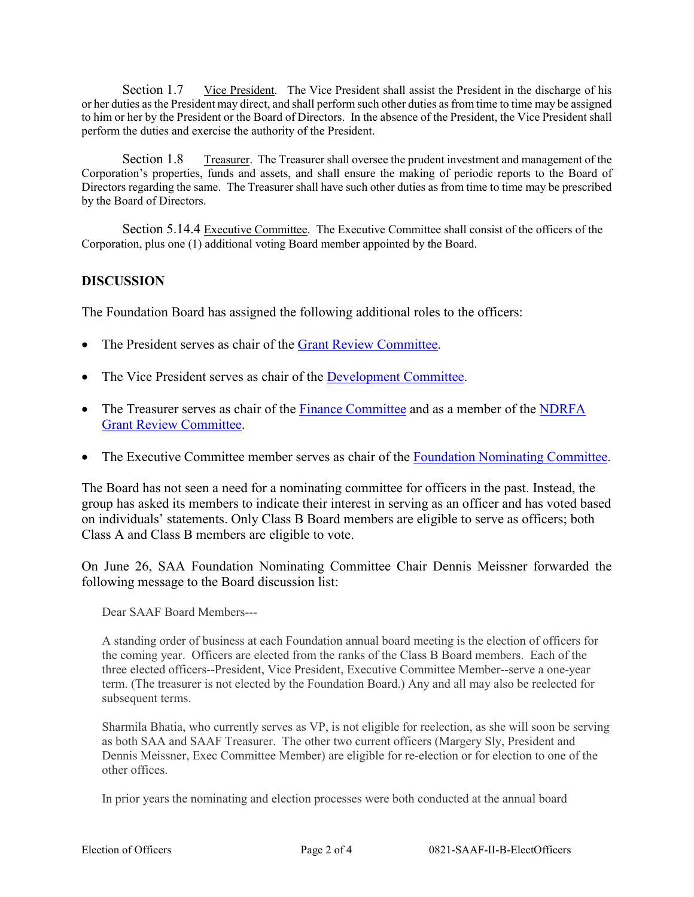Section 1.7 Vice President. The Vice President shall assist the President in the discharge of his or her duties as the President may direct, and shall perform such other duties as from time to time may be assigned to him or her by the President or the Board of Directors. In the absence of the President, the Vice President shall perform the duties and exercise the authority of the President.

Section 1.8 Treasurer. The Treasurer shall oversee the prudent investment and management of the Corporation's properties, funds and assets, and shall ensure the making of periodic reports to the Board of Directors regarding the same. The Treasurer shall have such other duties as from time to time may be prescribed by the Board of Directors.

Section 5.14.4 Executive Committee. The Executive Committee shall consist of the officers of the Corporation, plus one (1) additional voting Board member appointed by the Board.

## DISCUSSION

The Foundation Board has assigned the following additional roles to the officers:

- The President serves as chair of the Grant Review Committee.
- The Vice President serves as chair of the Development Committee.
- The Treasurer serves as chair of the Finance Committee and as a member of the NDRFA Grant Review Committee.
- The Executive Committee member serves as chair of the Foundation Nominating Committee.

The Board has not seen a need for a nominating committee for officers in the past. Instead, the group has asked its members to indicate their interest in serving as an officer and has voted based on individuals' statements. Only Class B Board members are eligible to serve as officers; both Class A and Class B members are eligible to vote.

On June 26, SAA Foundation Nominating Committee Chair Dennis Meissner forwarded the following message to the Board discussion list:

> Dear SAAF Board Members---
>
> A standing order of business at each Foundation annual board meeting is the election of officers for the coming year. Officers are elected from the ranks of the Class B Board members. Each of the three elected officers--President, Vice President, Executive Committee Member--serve a one-year term. (The treasurer is not elected by the Foundation Board.) Any and all may also be reelected for subsequent terms.
>
> Sharmila Bhatia, who currently serves as VP, is not eligible for reelection, as she will soon be serving as both SAA and SAAF Treasurer. The other two current officers (Margery Sly, President and Dennis Meissner, Exec Committee Member) are eligible for re-election or for election to one of the other offices.
>
> In prior years the nominating and election processes were both conducted at the annual board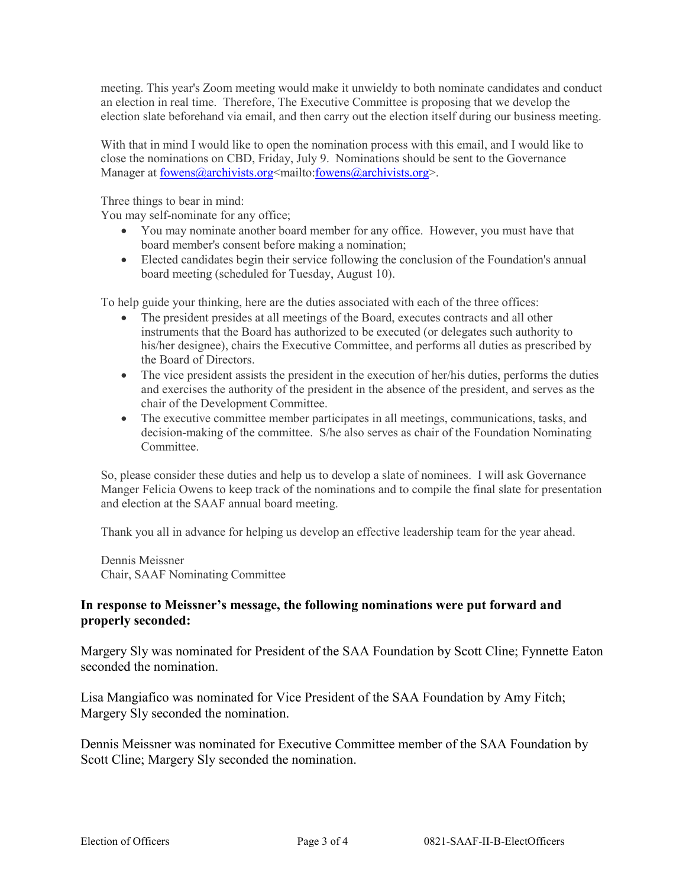meeting. This year's Zoom meeting would make it unwieldy to both nominate candidates and conduct an election in real time. Therefore, The Executive Committee is proposing that we develop the election slate beforehand via email, and then carry out the election itself during our business meeting.

With that in mind I would like to open the nomination process with this email, and I would like to close the nominations on CBD, Friday, July 9. Nominations should be sent to the Governance Manager at fowens@archivists.org<mailto:fowens@archivists.org>.

Three things to bear in mind:
You may self-nominate for any office;

- You may nominate another board member for any office. However, you must have that board member's consent before making a nomination;
- Elected candidates begin their service following the conclusion of the Foundation's annual board meeting (scheduled for Tuesday, August 10).

To help guide your thinking, here are the duties associated with each of the three offices:

- The president presides at all meetings of the Board, executes contracts and all other instruments that the Board has authorized to be executed (or delegates such authority to his/her designee), chairs the Executive Committee, and performs all duties as prescribed by the Board of Directors.
- The vice president assists the president in the execution of her/his duties, performs the duties and exercises the authority of the president in the absence of the president, and serves as the chair of the Development Committee.
- The executive committee member participates in all meetings, communications, tasks, and decision-making of the committee. S/he also serves as chair of the Foundation Nominating Committee.

So, please consider these duties and help us to develop a slate of nominees. I will ask Governance Manger Felicia Owens to keep track of the nominations and to compile the final slate for presentation and election at the SAAF annual board meeting.

Thank you all in advance for helping us develop an effective leadership team for the year ahead.

Dennis Meissner
Chair, SAAF Nominating Committee

**In response to Meissner's message, the following nominations were put forward and properly seconded:**

Margery Sly was nominated for President of the SAA Foundation by Scott Cline; Fynnette Eaton seconded the nomination.

Lisa Mangiafico was nominated for Vice President of the SAA Foundation by Amy Fitch; Margery Sly seconded the nomination.

Dennis Meissner was nominated for Executive Committee member of the SAA Foundation by Scott Cline; Margery Sly seconded the nomination.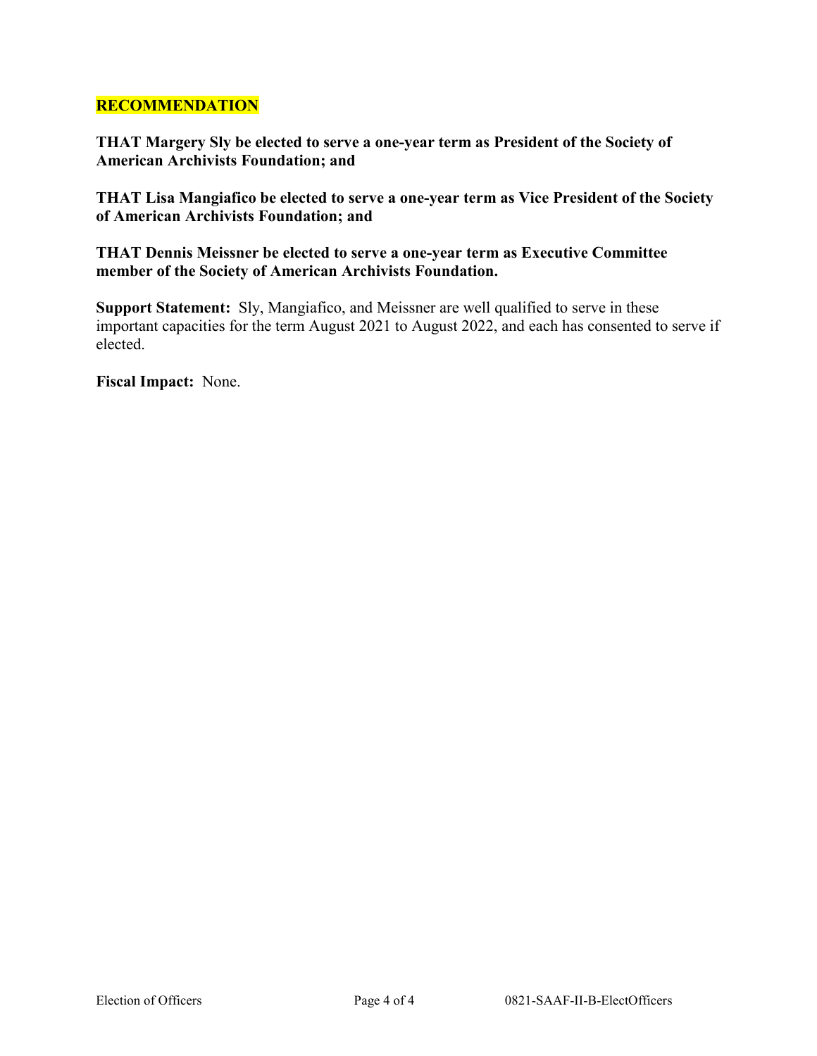## RECOMMENDATION

**THAT Margery Sly be elected to serve a one-year term as President of the Society of American Archivists Foundation; and**

**THAT Lisa Mangiafico be elected to serve a one-year term as Vice President of the Society of American Archivists Foundation; and**

**THAT Dennis Meissner be elected to serve a one-year term as Executive Committee member of the Society of American Archivists Foundation.**

**Support Statement:** Sly, Mangiafico, and Meissner are well qualified to serve in these important capacities for the term August 2021 to August 2022, and each has consented to serve if elected.

**Fiscal Impact:** None.